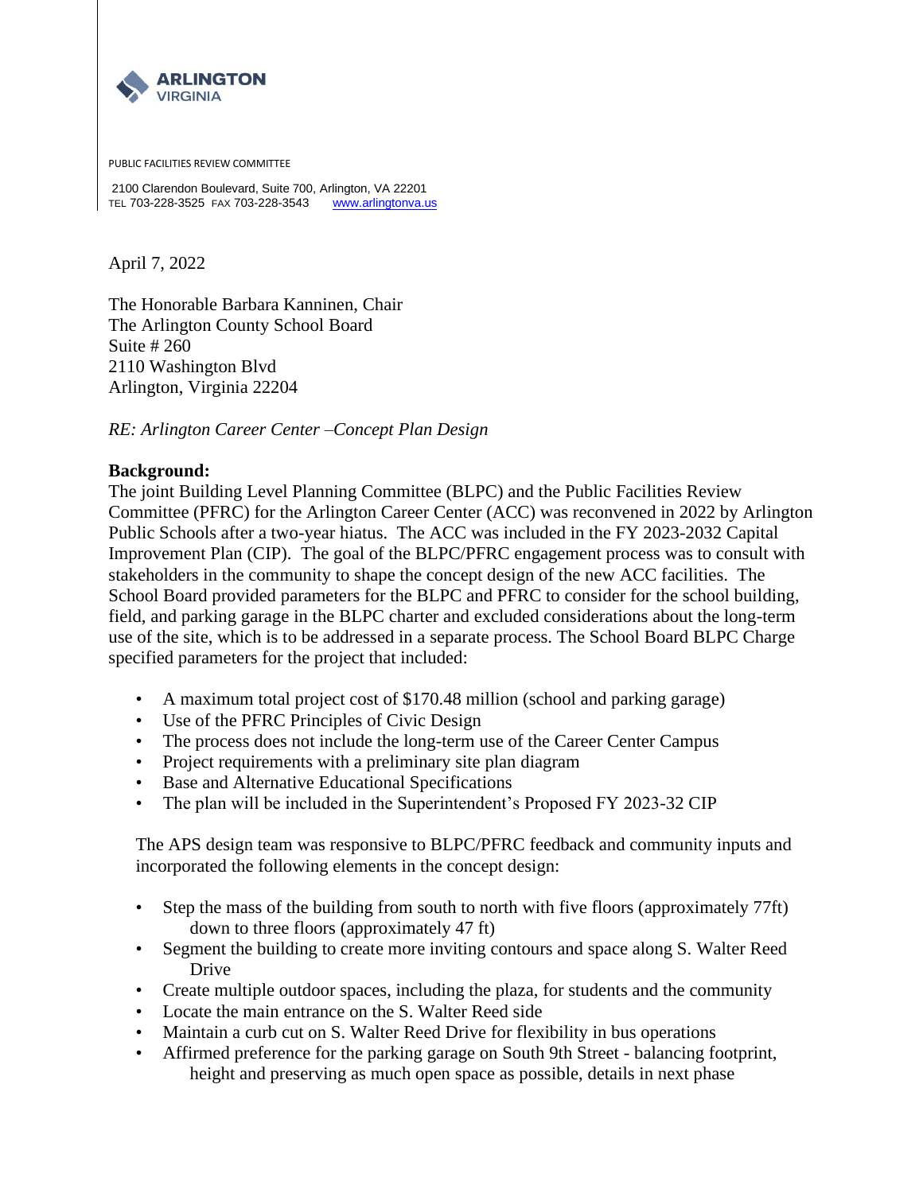ARLINGTON VIRGINIA

PUBLIC FACILITIES REVIEW COMMITTEE

2100 Clarendon Boulevard, Suite 700, Arlington, VA 22201
TEL 703-228-3525 FAX 703-228-3543 www.arlingtonva.us

April 7, 2022

The Honorable Barbara Kanninen, Chair
The Arlington County School Board
Suite # 260
2110 Washington Blvd
Arlington, Virginia 22204

*RE: Arlington Career Center –Concept Plan Design*

**Background:**
The joint Building Level Planning Committee (BLPC) and the Public Facilities Review Committee (PFRC) for the Arlington Career Center (ACC) was reconvened in 2022 by Arlington Public Schools after a two-year hiatus. The ACC was included in the FY 2023-2032 Capital Improvement Plan (CIP). The goal of the BLPC/PFRC engagement process was to consult with stakeholders in the community to shape the concept design of the new ACC facilities. The School Board provided parameters for the BLPC and PFRC to consider for the school building, field, and parking garage in the BLPC charter and excluded considerations about the long-term use of the site, which is to be addressed in a separate process. The School Board BLPC Charge specified parameters for the project that included:

- A maximum total project cost of $170.48 million (school and parking garage)
- Use of the PFRC Principles of Civic Design
- The process does not include the long-term use of the Career Center Campus
- Project requirements with a preliminary site plan diagram
- Base and Alternative Educational Specifications
- The plan will be included in the Superintendent's Proposed FY 2023-32 CIP

The APS design team was responsive to BLPC/PFRC feedback and community inputs and incorporated the following elements in the concept design:

- Step the mass of the building from south to north with five floors (approximately 77ft) down to three floors (approximately 47 ft)
- Segment the building to create more inviting contours and space along S. Walter Reed Drive
- Create multiple outdoor spaces, including the plaza, for students and the community
- Locate the main entrance on the S. Walter Reed side
- Maintain a curb cut on S. Walter Reed Drive for flexibility in bus operations
- Affirmed preference for the parking garage on South 9th Street - balancing footprint, height and preserving as much open space as possible, details in next phase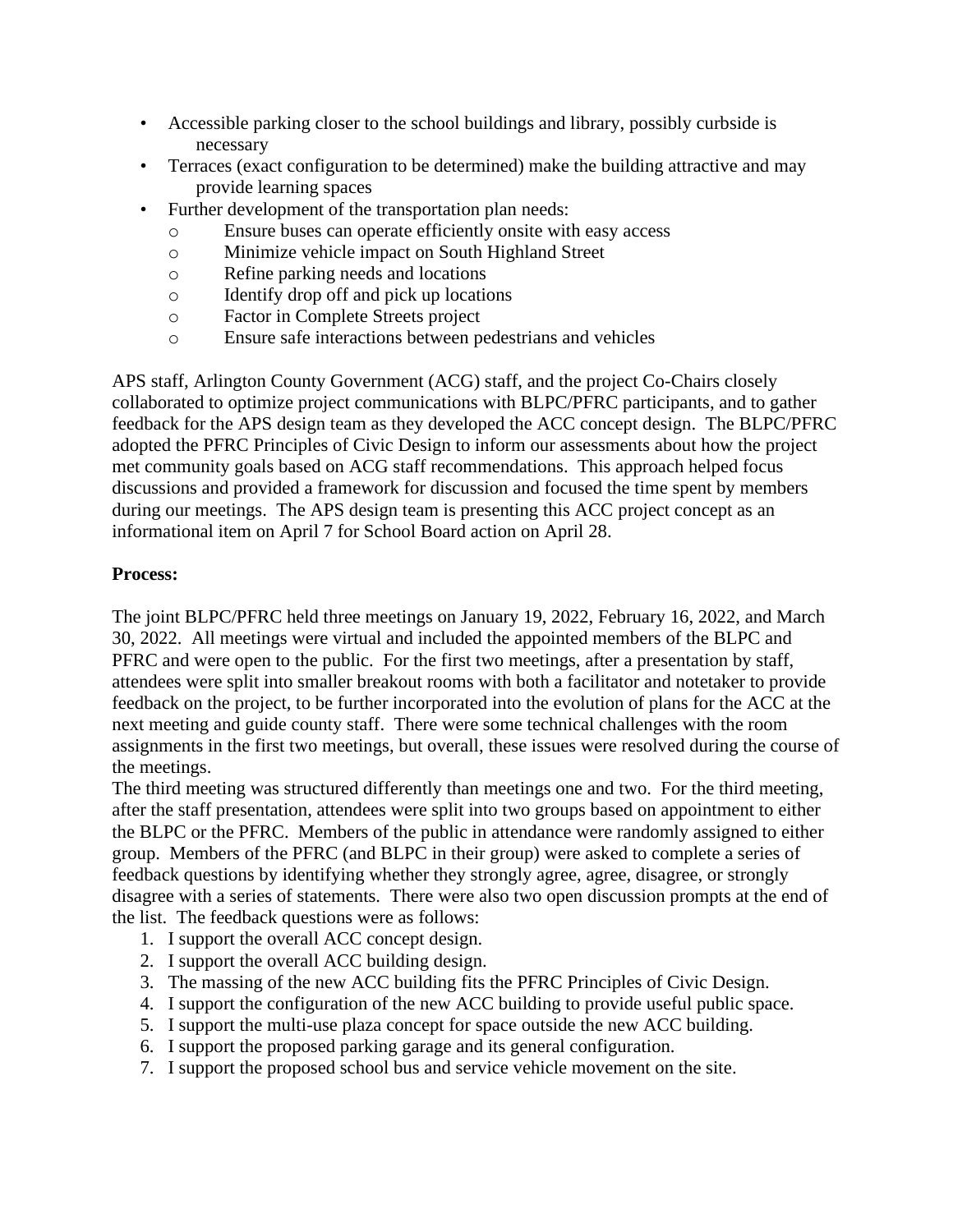- Accessible parking closer to the school buildings and library, possibly curbside is necessary
- Terraces (exact configuration to be determined) make the building attractive and may provide learning spaces
- Further development of the transportation plan needs:
  - Ensure buses can operate efficiently onsite with easy access
  - Minimize vehicle impact on South Highland Street
  - Refine parking needs and locations
  - Identify drop off and pick up locations
  - Factor in Complete Streets project
  - Ensure safe interactions between pedestrians and vehicles

APS staff, Arlington County Government (ACG) staff, and the project Co-Chairs closely collaborated to optimize project communications with BLPC/PFRC participants, and to gather feedback for the APS design team as they developed the ACC concept design. The BLPC/PFRC adopted the PFRC Principles of Civic Design to inform our assessments about how the project met community goals based on ACG staff recommendations. This approach helped focus discussions and provided a framework for discussion and focused the time spent by members during our meetings. The APS design team is presenting this ACC project concept as an informational item on April 7 for School Board action on April 28.

**Process:**

The joint BLPC/PFRC held three meetings on January 19, 2022, February 16, 2022, and March 30, 2022. All meetings were virtual and included the appointed members of the BLPC and PFRC and were open to the public. For the first two meetings, after a presentation by staff, attendees were split into smaller breakout rooms with both a facilitator and notetaker to provide feedback on the project, to be further incorporated into the evolution of plans for the ACC at the next meeting and guide county staff. There were some technical challenges with the room assignments in the first two meetings, but overall, these issues were resolved during the course of the meetings.

The third meeting was structured differently than meetings one and two. For the third meeting, after the staff presentation, attendees were split into two groups based on appointment to either the BLPC or the PFRC. Members of the public in attendance were randomly assigned to either group. Members of the PFRC (and BLPC in their group) were asked to complete a series of feedback questions by identifying whether they strongly agree, agree, disagree, or strongly disagree with a series of statements. There were also two open discussion prompts at the end of the list. The feedback questions were as follows:

1. I support the overall ACC concept design.
2. I support the overall ACC building design.
3. The massing of the new ACC building fits the PFRC Principles of Civic Design.
4. I support the configuration of the new ACC building to provide useful public space.
5. I support the multi-use plaza concept for space outside the new ACC building.
6. I support the proposed parking garage and its general configuration.
7. I support the proposed school bus and service vehicle movement on the site.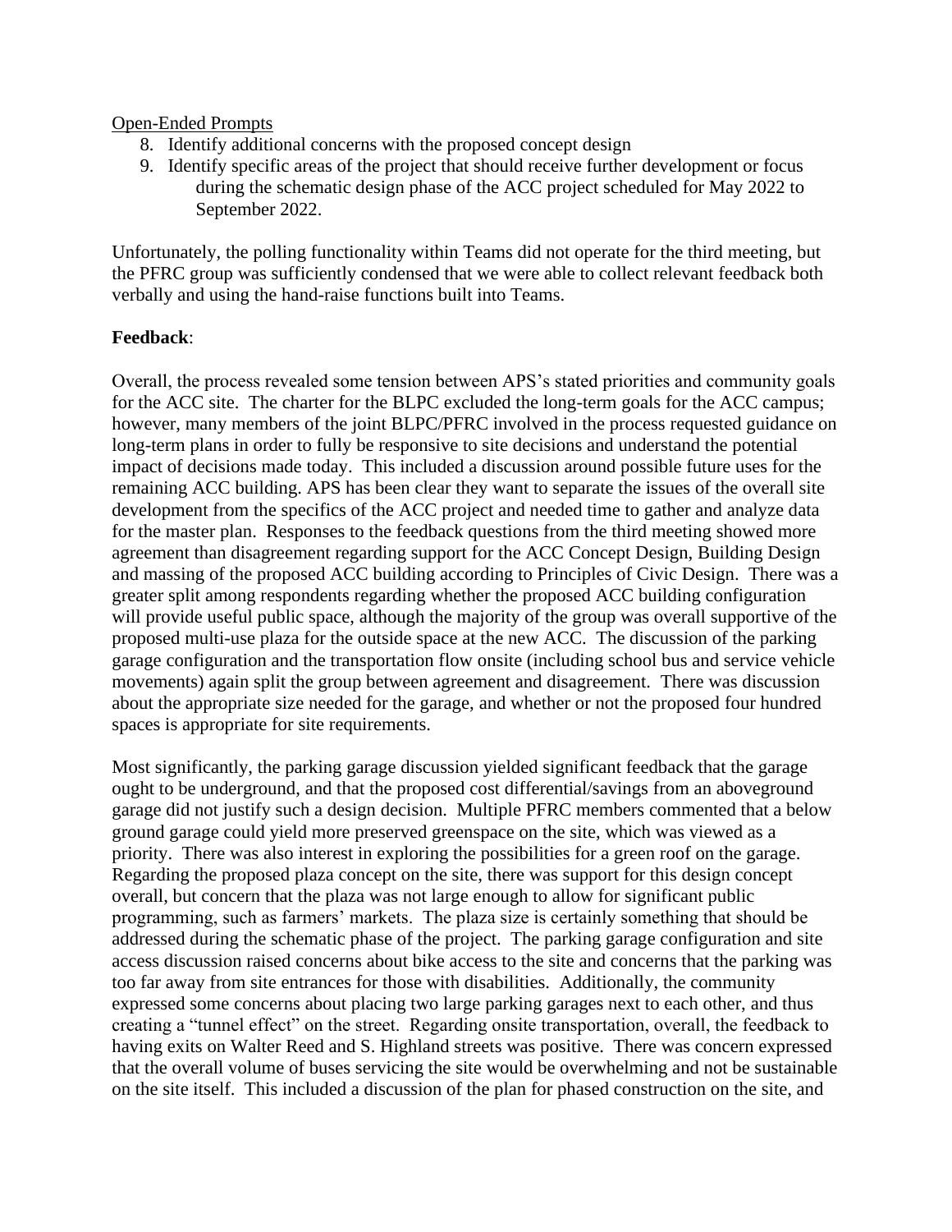Open-Ended Prompts

8. Identify additional concerns with the proposed concept design
9. Identify specific areas of the project that should receive further development or focus during the schematic design phase of the ACC project scheduled for May 2022 to September 2022.

Unfortunately, the polling functionality within Teams did not operate for the third meeting, but the PFRC group was sufficiently condensed that we were able to collect relevant feedback both verbally and using the hand-raise functions built into Teams.

**Feedback**:

Overall, the process revealed some tension between APS's stated priorities and community goals for the ACC site. The charter for the BLPC excluded the long-term goals for the ACC campus; however, many members of the joint BLPC/PFRC involved in the process requested guidance on long-term plans in order to fully be responsive to site decisions and understand the potential impact of decisions made today. This included a discussion around possible future uses for the remaining ACC building. APS has been clear they want to separate the issues of the overall site development from the specifics of the ACC project and needed time to gather and analyze data for the master plan. Responses to the feedback questions from the third meeting showed more agreement than disagreement regarding support for the ACC Concept Design, Building Design and massing of the proposed ACC building according to Principles of Civic Design. There was a greater split among respondents regarding whether the proposed ACC building configuration will provide useful public space, although the majority of the group was overall supportive of the proposed multi-use plaza for the outside space at the new ACC. The discussion of the parking garage configuration and the transportation flow onsite (including school bus and service vehicle movements) again split the group between agreement and disagreement. There was discussion about the appropriate size needed for the garage, and whether or not the proposed four hundred spaces is appropriate for site requirements.

Most significantly, the parking garage discussion yielded significant feedback that the garage ought to be underground, and that the proposed cost differential/savings from an aboveground garage did not justify such a design decision. Multiple PFRC members commented that a below ground garage could yield more preserved greenspace on the site, which was viewed as a priority. There was also interest in exploring the possibilities for a green roof on the garage. Regarding the proposed plaza concept on the site, there was support for this design concept overall, but concern that the plaza was not large enough to allow for significant public programming, such as farmers' markets. The plaza size is certainly something that should be addressed during the schematic phase of the project. The parking garage configuration and site access discussion raised concerns about bike access to the site and concerns that the parking was too far away from site entrances for those with disabilities. Additionally, the community expressed some concerns about placing two large parking garages next to each other, and thus creating a "tunnel effect" on the street. Regarding onsite transportation, overall, the feedback to having exits on Walter Reed and S. Highland streets was positive. There was concern expressed that the overall volume of buses servicing the site would be overwhelming and not be sustainable on the site itself. This included a discussion of the plan for phased construction on the site, and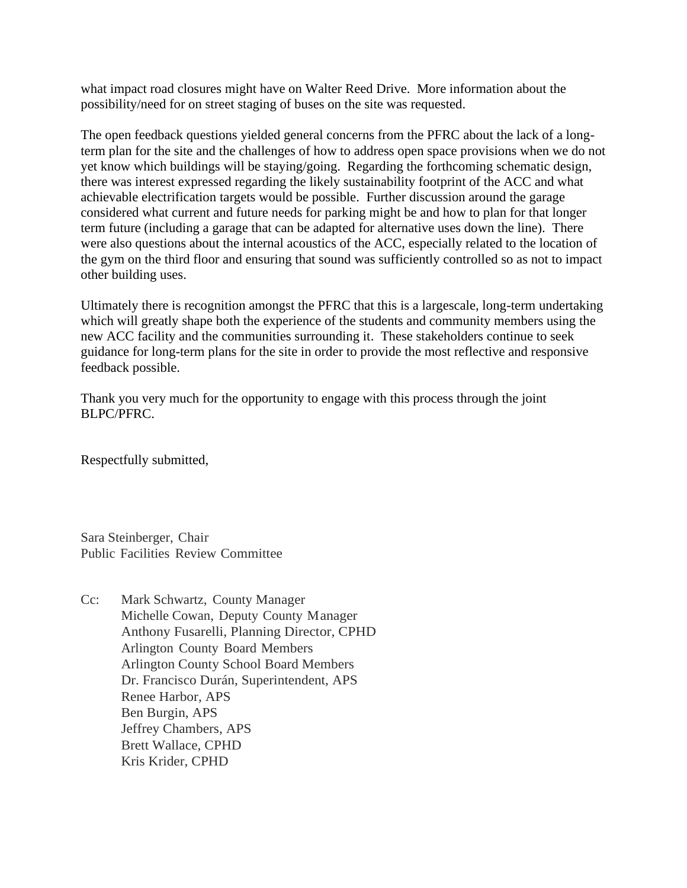what impact road closures might have on Walter Reed Drive.  More information about the possibility/need for on street staging of buses on the site was requested.

The open feedback questions yielded general concerns from the PFRC about the lack of a long-term plan for the site and the challenges of how to address open space provisions when we do not yet know which buildings will be staying/going.  Regarding the forthcoming schematic design, there was interest expressed regarding the likely sustainability footprint of the ACC and what achievable electrification targets would be possible.  Further discussion around the garage considered what current and future needs for parking might be and how to plan for that longer term future (including a garage that can be adapted for alternative uses down the line).  There were also questions about the internal acoustics of the ACC, especially related to the location of the gym on the third floor and ensuring that sound was sufficiently controlled so as not to impact other building uses.

Ultimately there is recognition amongst the PFRC that this is a largescale, long-term undertaking which will greatly shape both the experience of the students and community members using the new ACC facility and the communities surrounding it.  These stakeholders continue to seek guidance for long-term plans for the site in order to provide the most reflective and responsive feedback possible.

Thank you very much for the opportunity to engage with this process through the joint BLPC/PFRC.

Respectfully submitted,

Sara Steinberger, Chair
Public Facilities Review Committee

Cc: Mark Schwartz, County Manager
Michelle Cowan, Deputy County Manager
Anthony Fusarelli, Planning Director, CPHD
Arlington County Board Members
Arlington County School Board Members
Dr. Francisco Durán, Superintendent, APS
Renee Harbor, APS
Ben Burgin, APS
Jeffrey Chambers, APS
Brett Wallace, CPHD
Kris Krider, CPHD